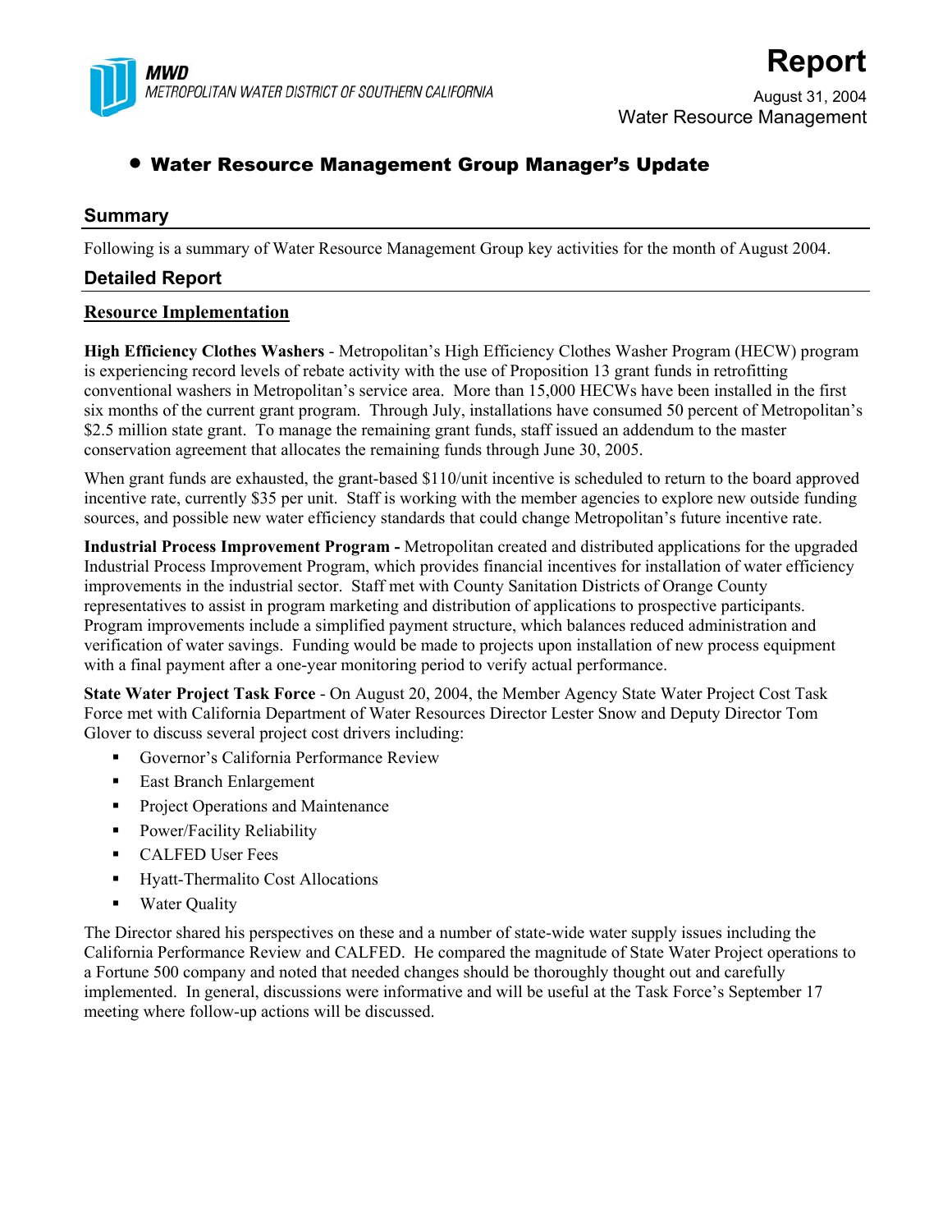**MWD**
*METROPOLITAN WATER DISTRICT OF SOUTHERN CALIFORNIA*

# Report

August 31, 2004
Water Resource Management

- **Water Resource Management Group Manager's Update**

## Summary

Following is a summary of Water Resource Management Group key activities for the month of August 2004.

## Detailed Report

### Resource Implementation

**High Efficiency Clothes Washers** - Metropolitan's High Efficiency Clothes Washer Program (HECW) program is experiencing record levels of rebate activity with the use of Proposition 13 grant funds in retrofitting conventional washers in Metropolitan's service area. More than 15,000 HECWs have been installed in the first six months of the current grant program. Through July, installations have consumed 50 percent of Metropolitan's $2.5 million state grant. To manage the remaining grant funds, staff issued an addendum to the master conservation agreement that allocates the remaining funds through June 30, 2005.

When grant funds are exhausted, the grant-based $110/unit incentive is scheduled to return to the board approved incentive rate, currently $35 per unit. Staff is working with the member agencies to explore new outside funding sources, and possible new water efficiency standards that could change Metropolitan's future incentive rate.

**Industrial Process Improvement Program -** Metropolitan created and distributed applications for the upgraded Industrial Process Improvement Program, which provides financial incentives for installation of water efficiency improvements in the industrial sector. Staff met with County Sanitation Districts of Orange County representatives to assist in program marketing and distribution of applications to prospective participants. Program improvements include a simplified payment structure, which balances reduced administration and verification of water savings. Funding would be made to projects upon installation of new process equipment with a final payment after a one-year monitoring period to verify actual performance.

**State Water Project Task Force** - On August 20, 2004, the Member Agency State Water Project Cost Task Force met with California Department of Water Resources Director Lester Snow and Deputy Director Tom Glover to discuss several project cost drivers including:

- Governor's California Performance Review
- East Branch Enlargement
- Project Operations and Maintenance
- Power/Facility Reliability
- CALFED User Fees
- Hyatt-Thermalito Cost Allocations
- Water Quality

The Director shared his perspectives on these and a number of state-wide water supply issues including the California Performance Review and CALFED. He compared the magnitude of State Water Project operations to a Fortune 500 company and noted that needed changes should be thoroughly thought out and carefully implemented. In general, discussions were informative and will be useful at the Task Force's September 17 meeting where follow-up actions will be discussed.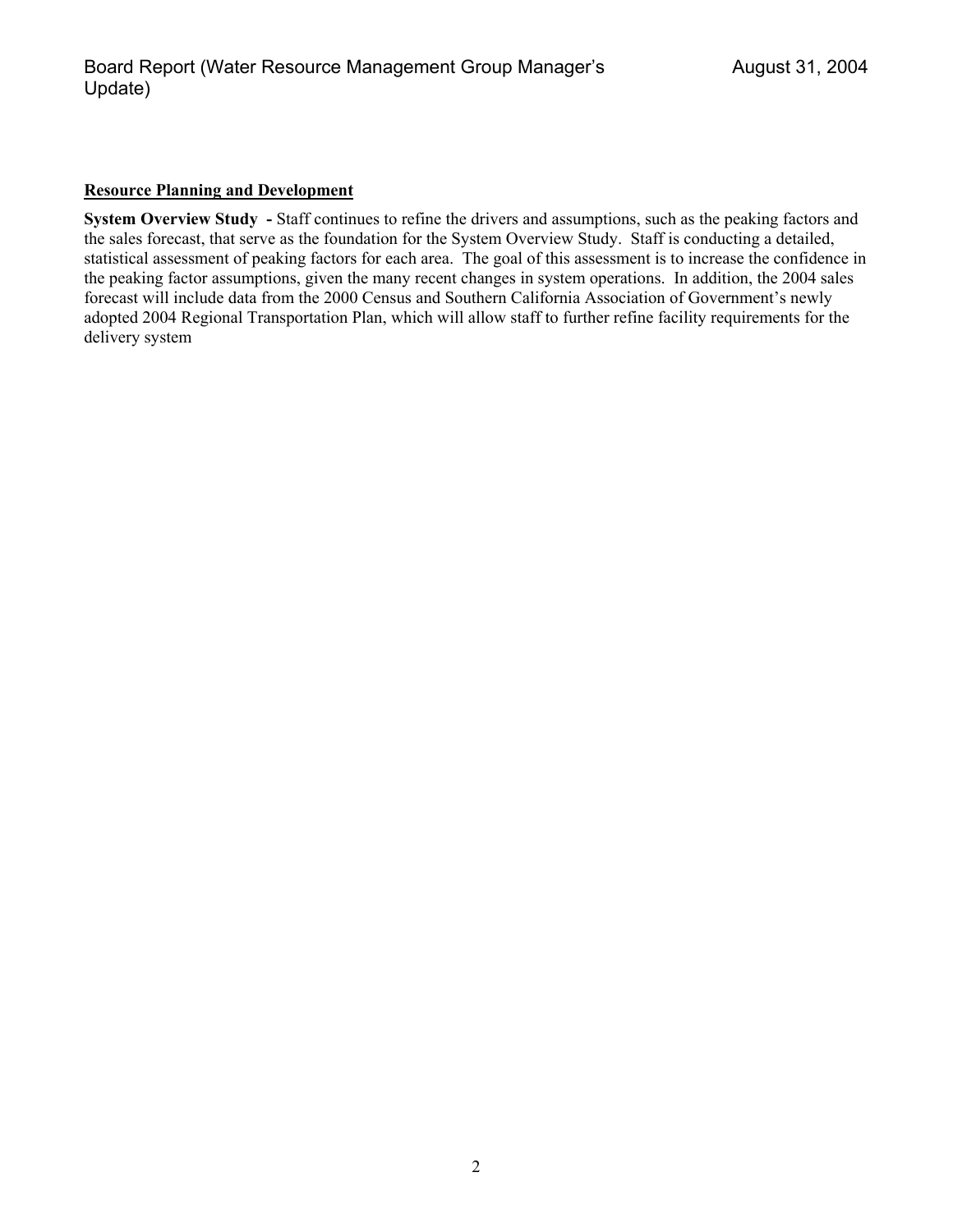## Resource Planning and Development

**System Overview Study -** Staff continues to refine the drivers and assumptions, such as the peaking factors and the sales forecast, that serve as the foundation for the System Overview Study. Staff is conducting a detailed, statistical assessment of peaking factors for each area. The goal of this assessment is to increase the confidence in the peaking factor assumptions, given the many recent changes in system operations. In addition, the 2004 sales forecast will include data from the 2000 Census and Southern California Association of Government's newly adopted 2004 Regional Transportation Plan, which will allow staff to further refine facility requirements for the delivery system